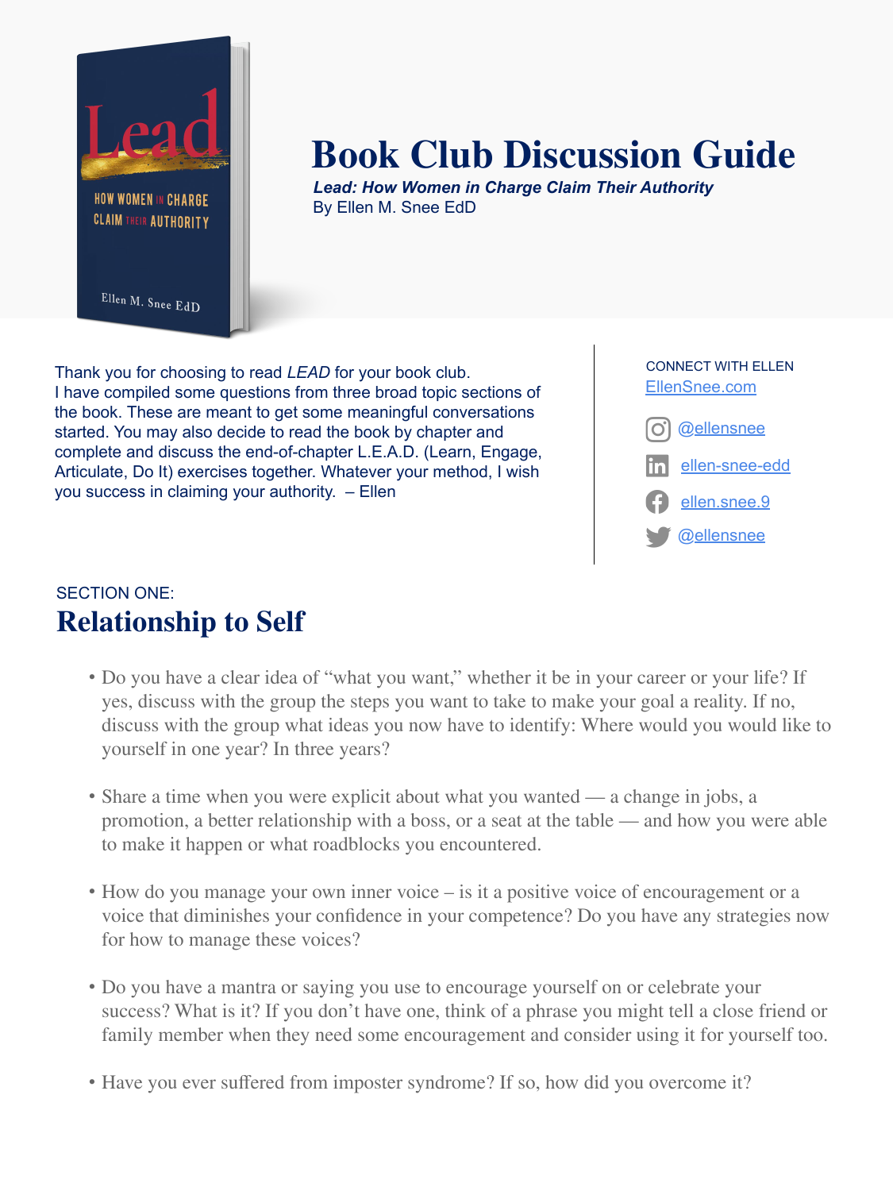# Book Club Discussion Guide

***Lead: How Women in Charge Claim Their Authority***
By Ellen M. Snee EdD

Thank you for choosing to read *LEAD* for your book club. I have compiled some questions from three broad topic sections of the book. These are meant to get some meaningful conversations started. You may also decide to read the book by chapter and complete and discuss the end-of-chapter L.E.A.D. (Learn, Engage, Articulate, Do It) exercises together. Whatever your method, I wish you success in claiming your authority. – Ellen

CONNECT WITH ELLEN
EllenSnee.com

@ellensnee

ellen-snee-edd

ellen.snee.9

@ellensnee

SECTION ONE:

## Relationship to Self

- Do you have a clear idea of "what you want," whether it be in your career or your life? If yes, discuss with the group the steps you want to take to make your goal a reality. If no, discuss with the group what ideas you now have to identify: Where would you would like to yourself in one year? In three years?
- Share a time when you were explicit about what you wanted — a change in jobs, a promotion, a better relationship with a boss, or a seat at the table — and how you were able to make it happen or what roadblocks you encountered.
- How do you manage your own inner voice – is it a positive voice of encouragement or a voice that diminishes your confidence in your competence? Do you have any strategies now for how to manage these voices?
- Do you have a mantra or saying you use to encourage yourself on or celebrate your success? What is it? If you don't have one, think of a phrase you might tell a close friend or family member when they need some encouragement and consider using it for yourself too.
- Have you ever suffered from imposter syndrome? If so, how did you overcome it?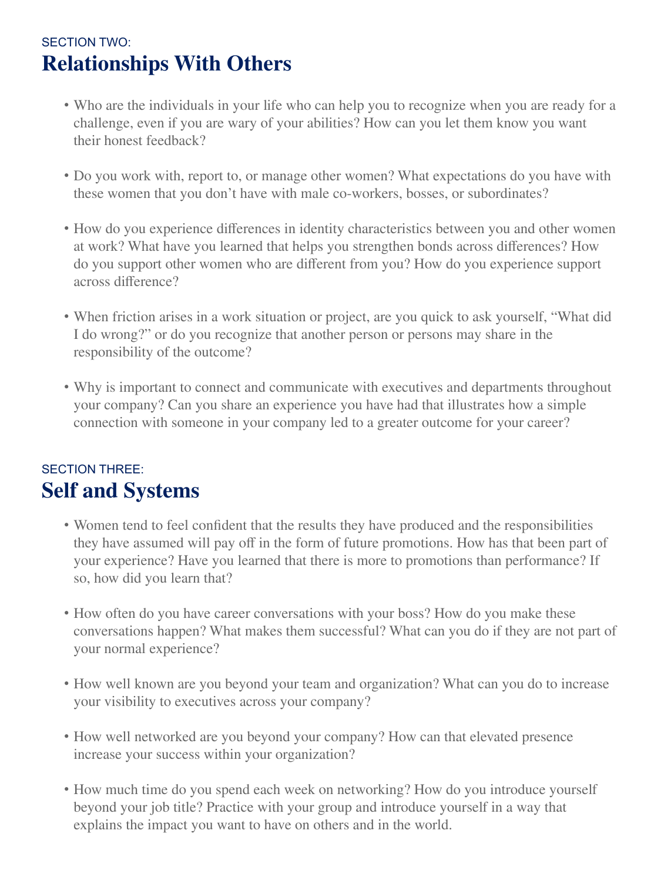SECTION TWO:

## Relationships With Others

- Who are the individuals in your life who can help you to recognize when you are ready for a challenge, even if you are wary of your abilities? How can you let them know you want their honest feedback?
- Do you work with, report to, or manage other women? What expectations do you have with these women that you don't have with male co-workers, bosses, or subordinates?
- How do you experience differences in identity characteristics between you and other women at work? What have you learned that helps you strengthen bonds across differences? How do you support other women who are different from you? How do you experience support across difference?
- When friction arises in a work situation or project, are you quick to ask yourself, "What did I do wrong?" or do you recognize that another person or persons may share in the responsibility of the outcome?
- Why is important to connect and communicate with executives and departments throughout your company? Can you share an experience you have had that illustrates how a simple connection with someone in your company led to a greater outcome for your career?

SECTION THREE:

## Self and Systems

- Women tend to feel confident that the results they have produced and the responsibilities they have assumed will pay off in the form of future promotions. How has that been part of your experience? Have you learned that there is more to promotions than performance? If so, how did you learn that?
- How often do you have career conversations with your boss? How do you make these conversations happen? What makes them successful? What can you do if they are not part of your normal experience?
- How well known are you beyond your team and organization? What can you do to increase your visibility to executives across your company?
- How well networked are you beyond your company? How can that elevated presence increase your success within your organization?
- How much time do you spend each week on networking? How do you introduce yourself beyond your job title? Practice with your group and introduce yourself in a way that explains the impact you want to have on others and in the world.